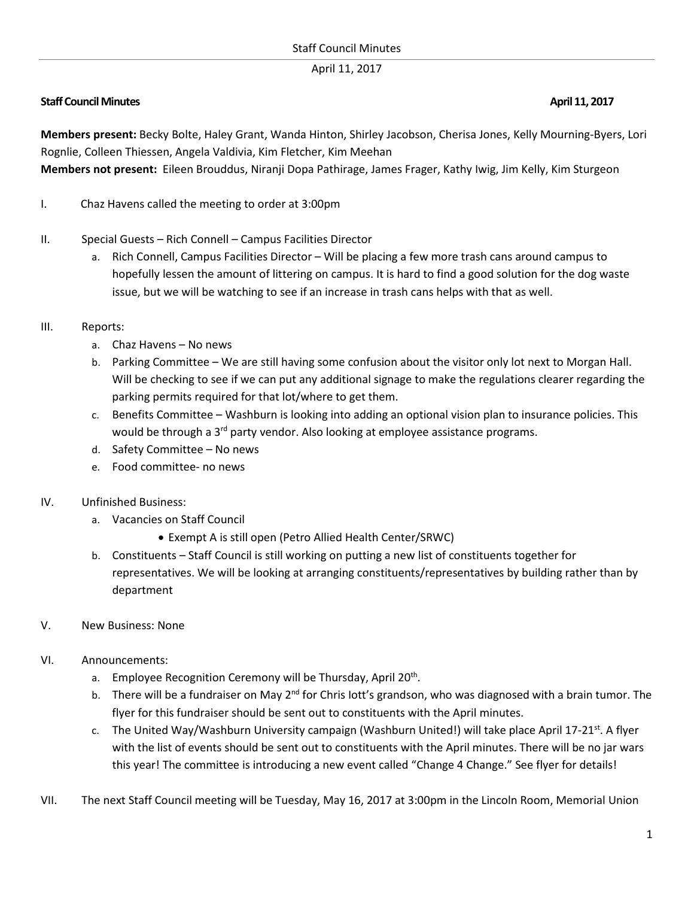**Staff Council Minutes** **April 11, 2017**

**Members present:** Becky Bolte, Haley Grant, Wanda Hinton, Shirley Jacobson, Cherisa Jones, Kelly Mourning-Byers, Lori Rognlie, Colleen Thiessen, Angela Valdivia, Kim Fletcher, Kim Meehan

**Members not present:** Eileen Brouddus, Niranji Dopa Pathirage, James Frager, Kathy Iwig, Jim Kelly, Kim Sturgeon

I. Chaz Havens called the meeting to order at 3:00pm

II. Special Guests – Rich Connell – Campus Facilities Director

   a. Rich Connell, Campus Facilities Director – Will be placing a few more trash cans around campus to hopefully lessen the amount of littering on campus. It is hard to find a good solution for the dog waste issue, but we will be watching to see if an increase in trash cans helps with that as well.

III. Reports:

   a. Chaz Havens – No news
   b. Parking Committee – We are still having some confusion about the visitor only lot next to Morgan Hall. Will be checking to see if we can put any additional signage to make the regulations clearer regarding the parking permits required for that lot/where to get them.
   c. Benefits Committee – Washburn is looking into adding an optional vision plan to insurance policies. This would be through a 3rd party vendor. Also looking at employee assistance programs.
   d. Safety Committee – No news
   e. Food committee- no news

IV. Unfinished Business:

   a. Vacancies on Staff Council
      - Exempt A is still open (Petro Allied Health Center/SRWC)
   b. Constituents – Staff Council is still working on putting a new list of constituents together for representatives. We will be looking at arranging constituents/representatives by building rather than by department

V. New Business: None

VI. Announcements:

   a. Employee Recognition Ceremony will be Thursday, April 20th.
   b. There will be a fundraiser on May 2nd for Chris Iott's grandson, who was diagnosed with a brain tumor. The flyer for this fundraiser should be sent out to constituents with the April minutes.
   c. The United Way/Washburn University campaign (Washburn United!) will take place April 17-21st. A flyer with the list of events should be sent out to constituents with the April minutes. There will be no jar wars this year! The committee is introducing a new event called "Change 4 Change." See flyer for details!

VII. The next Staff Council meeting will be Tuesday, May 16, 2017 at 3:00pm in the Lincoln Room, Memorial Union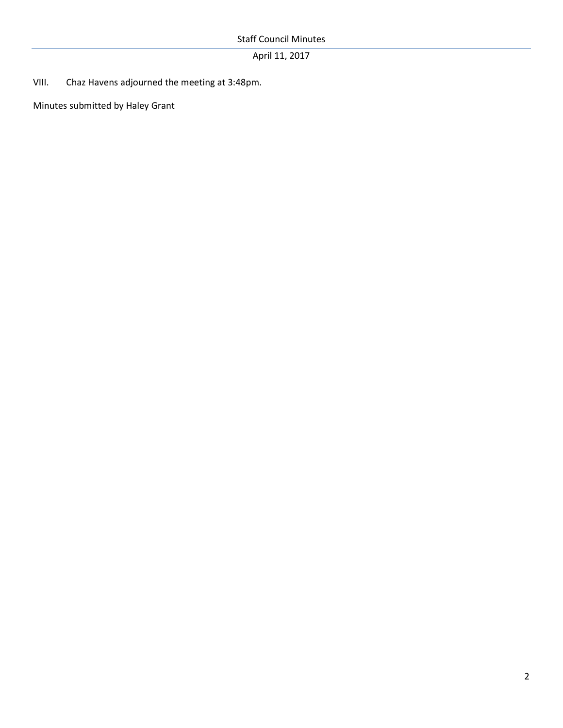VIII. Chaz Havens adjourned the meeting at 3:48pm.

Minutes submitted by Haley Grant